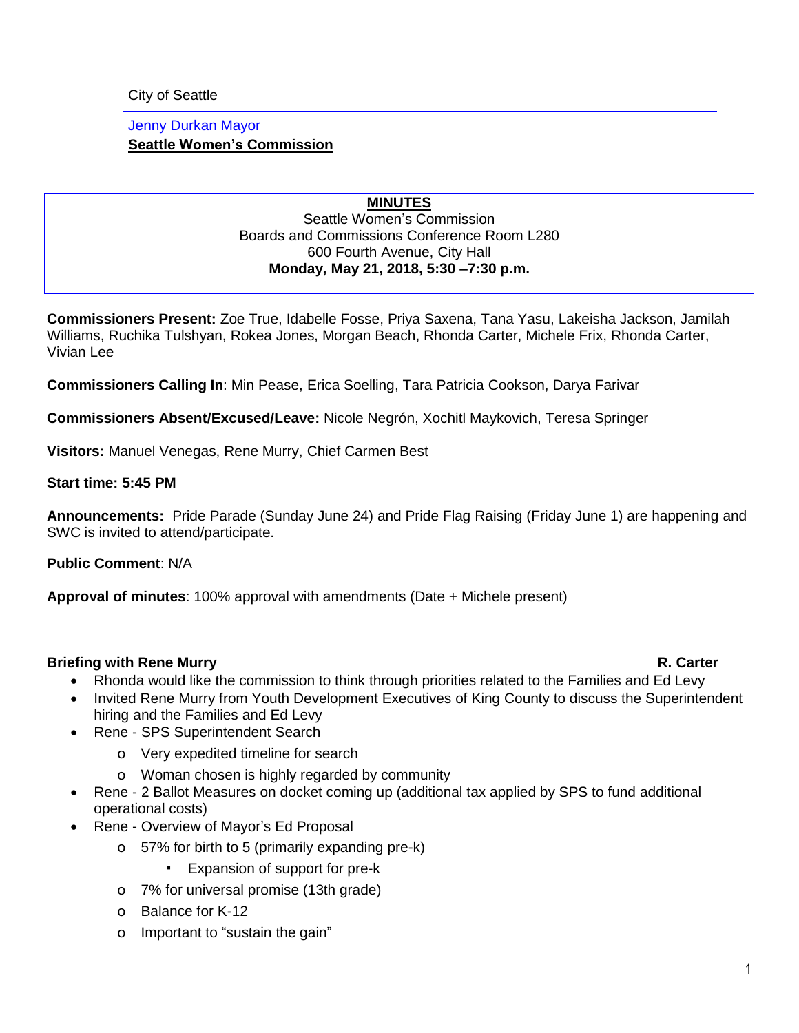City of Seattle

Jenny Durkan Mayor

**Seattle Women's Commission**

**MINUTES**
Seattle Women's Commission
Boards and Commissions Conference Room L280
600 Fourth Avenue, City Hall
**Monday, May 21, 2018, 5:30 –7:30 p.m.**

**Commissioners Present:** Zoe True, Idabelle Fosse, Priya Saxena, Tana Yasu, Lakeisha Jackson, Jamilah Williams, Ruchika Tulshyan, Rokea Jones, Morgan Beach, Rhonda Carter, Michele Frix, Rhonda Carter, Vivian Lee

**Commissioners Calling In**: Min Pease, Erica Soelling, Tara Patricia Cookson, Darya Farivar

**Commissioners Absent/Excused/Leave:** Nicole Negrón, Xochitl Maykovich, Teresa Springer

**Visitors:** Manuel Venegas, Rene Murry, Chief Carmen Best

**Start time: 5:45 PM**

**Announcements:** Pride Parade (Sunday June 24) and Pride Flag Raising (Friday June 1) are happening and SWC is invited to attend/participate.

**Public Comment**: N/A

**Approval of minutes**: 100% approval with amendments (Date + Michele present)

**Briefing with Rene Murry** **R. Carter**

- Rhonda would like the commission to think through priorities related to the Families and Ed Levy
- Invited Rene Murry from Youth Development Executives of King County to discuss the Superintendent hiring and the Families and Ed Levy
- Rene - SPS Superintendent Search
  - Very expedited timeline for search
  - Woman chosen is highly regarded by community
- Rene - 2 Ballot Measures on docket coming up (additional tax applied by SPS to fund additional operational costs)
- Rene - Overview of Mayor's Ed Proposal
  - 57% for birth to 5 (primarily expanding pre-k)
    - Expansion of support for pre-k
  - 7% for universal promise (13th grade)
  - Balance for K-12
  - Important to "sustain the gain"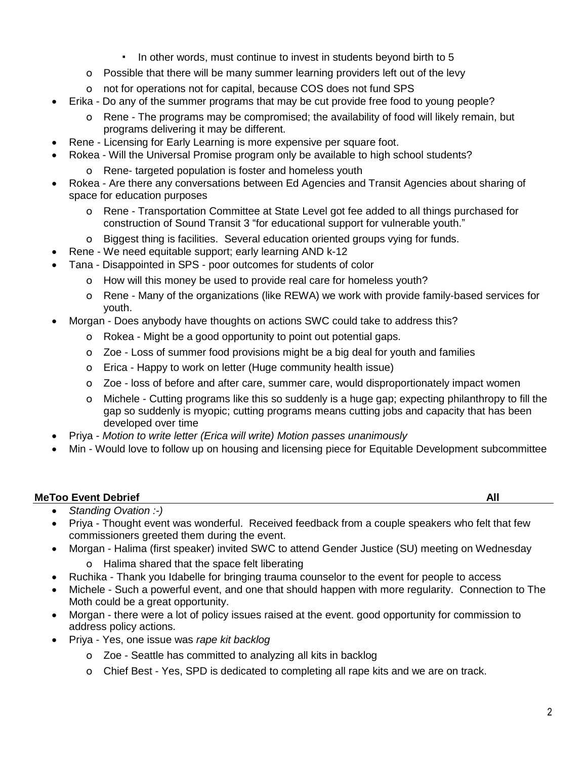- In other words, must continue to invest in students beyond birth to 5
    - Possible that there will be many summer learning providers left out of the levy
    - not for operations not for capital, because COS does not fund SPS
- Erika - Do any of the summer programs that may be cut provide free food to young people?
    - Rene - The programs may be compromised; the availability of food will likely remain, but programs delivering it may be different.
- Rene - Licensing for Early Learning is more expensive per square foot.
- Rokea - Will the Universal Promise program only be available to high school students?
    - Rene- targeted population is foster and homeless youth
- Rokea - Are there any conversations between Ed Agencies and Transit Agencies about sharing of space for education purposes
    - Rene - Transportation Committee at State Level got fee added to all things purchased for construction of Sound Transit 3 "for educational support for vulnerable youth."
    - Biggest thing is facilities. Several education oriented groups vying for funds.
- Rene - We need equitable support; early learning AND k-12
- Tana - Disappointed in SPS - poor outcomes for students of color
    - How will this money be used to provide real care for homeless youth?
    - Rene - Many of the organizations (like REWA) we work with provide family-based services for youth.
- Morgan - Does anybody have thoughts on actions SWC could take to address this?
    - Rokea - Might be a good opportunity to point out potential gaps.
    - Zoe - Loss of summer food provisions might be a big deal for youth and families
    - Erica - Happy to work on letter (Huge community health issue)
    - Zoe - loss of before and after care, summer care, would disproportionately impact women
    - Michele - Cutting programs like this so suddenly is a huge gap; expecting philanthropy to fill the gap so suddenly is myopic; cutting programs means cutting jobs and capacity that has been developed over time
- Priya - *Motion to write letter (Erica will write) Motion passes unanimously*
- Min - Would love to follow up on housing and licensing piece for Equitable Development subcommittee

## MeToo Event Debrief — All

- *Standing Ovation :-)*
- Priya - Thought event was wonderful. Received feedback from a couple speakers who felt that few commissioners greeted them during the event.
- Morgan - Halima (first speaker) invited SWC to attend Gender Justice (SU) meeting on Wednesday
    - Halima shared that the space felt liberating
- Ruchika - Thank you Idabelle for bringing trauma counselor to the event for people to access
- Michele - Such a powerful event, and one that should happen with more regularity. Connection to The Moth could be a great opportunity.
- Morgan - there were a lot of policy issues raised at the event. good opportunity for commission to address policy actions.
- Priya - Yes, one issue was *rape kit backlog*
    - Zoe - Seattle has committed to analyzing all kits in backlog
    - Chief Best - Yes, SPD is dedicated to completing all rape kits and we are on track.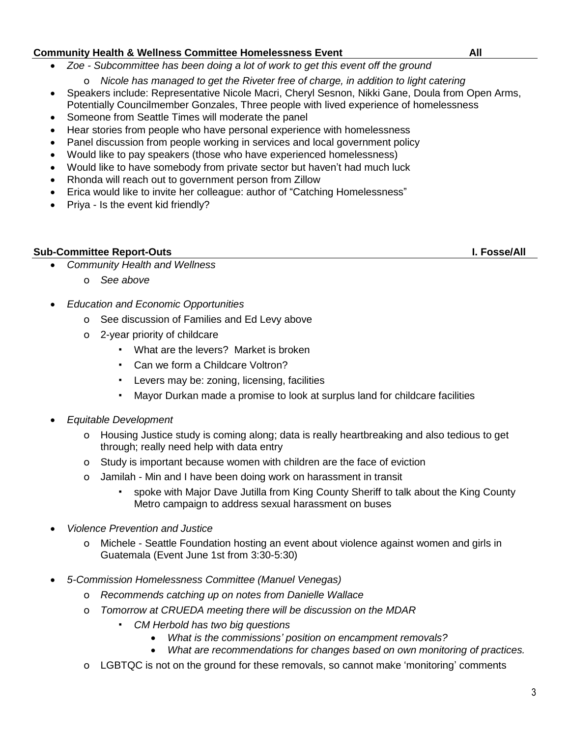**Community Health & Wellness Committee Homelessness Event** **All**

- *Zoe - Subcommittee has been doing a lot of work to get this event off the ground*
  - *Nicole has managed to get the Riveter free of charge, in addition to light catering*
- Speakers include: Representative Nicole Macri, Cheryl Sesnon, Nikki Gane, Doula from Open Arms, Potentially Councilmember Gonzales, Three people with lived experience of homelessness
- Someone from Seattle Times will moderate the panel
- Hear stories from people who have personal experience with homelessness
- Panel discussion from people working in services and local government policy
- Would like to pay speakers (those who have experienced homelessness)
- Would like to have somebody from private sector but haven't had much luck
- Rhonda will reach out to government person from Zillow
- Erica would like to invite her colleague: author of "Catching Homelessness"
- Priya - Is the event kid friendly?

**Sub-Committee Report-Outs** **I. Fosse/All**

- *Community Health and Wellness*
  - *See above*
- *Education and Economic Opportunities*
  - See discussion of Families and Ed Levy above
  - 2-year priority of childcare
    - What are the levers? Market is broken
    - Can we form a Childcare Voltron?
    - Levers may be: zoning, licensing, facilities
    - Mayor Durkan made a promise to look at surplus land for childcare facilities
- *Equitable Development*
  - Housing Justice study is coming along; data is really heartbreaking and also tedious to get through; really need help with data entry
  - Study is important because women with children are the face of eviction
  - Jamilah - Min and I have been doing work on harassment in transit
    - spoke with Major Dave Jutilla from King County Sheriff to talk about the King County Metro campaign to address sexual harassment on buses
- *Violence Prevention and Justice*
  - Michele - Seattle Foundation hosting an event about violence against women and girls in Guatemala (Event June 1st from 3:30-5:30)
- *5-Commission Homelessness Committee (Manuel Venegas)*
  - *Recommends catching up on notes from Danielle Wallace*
  - *Tomorrow at CRUEDA meeting there will be discussion on the MDAR*
    - *CM Herbold has two big questions*
      - *What is the commissions' position on encampment removals?*
      - *What are recommendations for changes based on own monitoring of practices.*
  - LGBTQC is not on the ground for these removals, so cannot make 'monitoring' comments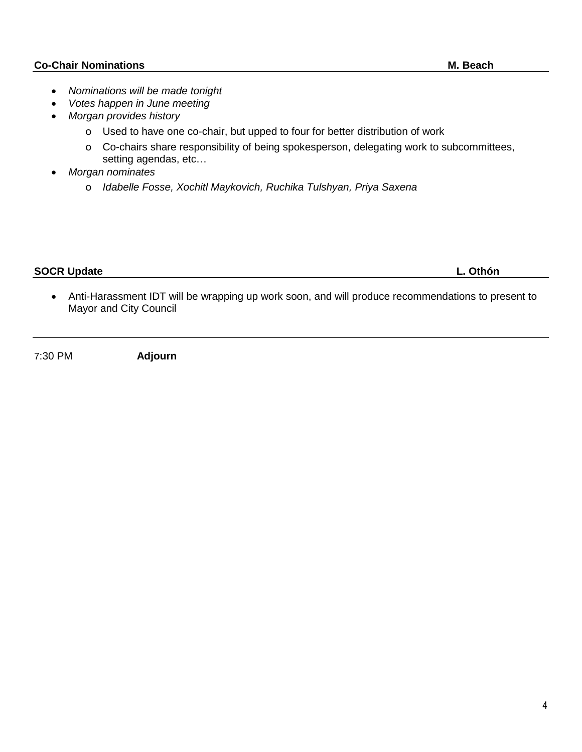**Co-Chair Nominations** **M. Beach**

- *Nominations will be made tonight*
- *Votes happen in June meeting*
- *Morgan provides history*
  - Used to have one co-chair, but upped to four for better distribution of work
  - Co-chairs share responsibility of being spokesperson, delegating work to subcommittees, setting agendas, etc…
- *Morgan nominates*
  - *Idabelle Fosse, Xochitl Maykovich, Ruchika Tulshyan, Priya Saxena*

**SOCR Update** **L. Othón**

- Anti-Harassment IDT will be wrapping up work soon, and will produce recommendations to present to Mayor and City Council

---

7:30 PM **Adjourn**